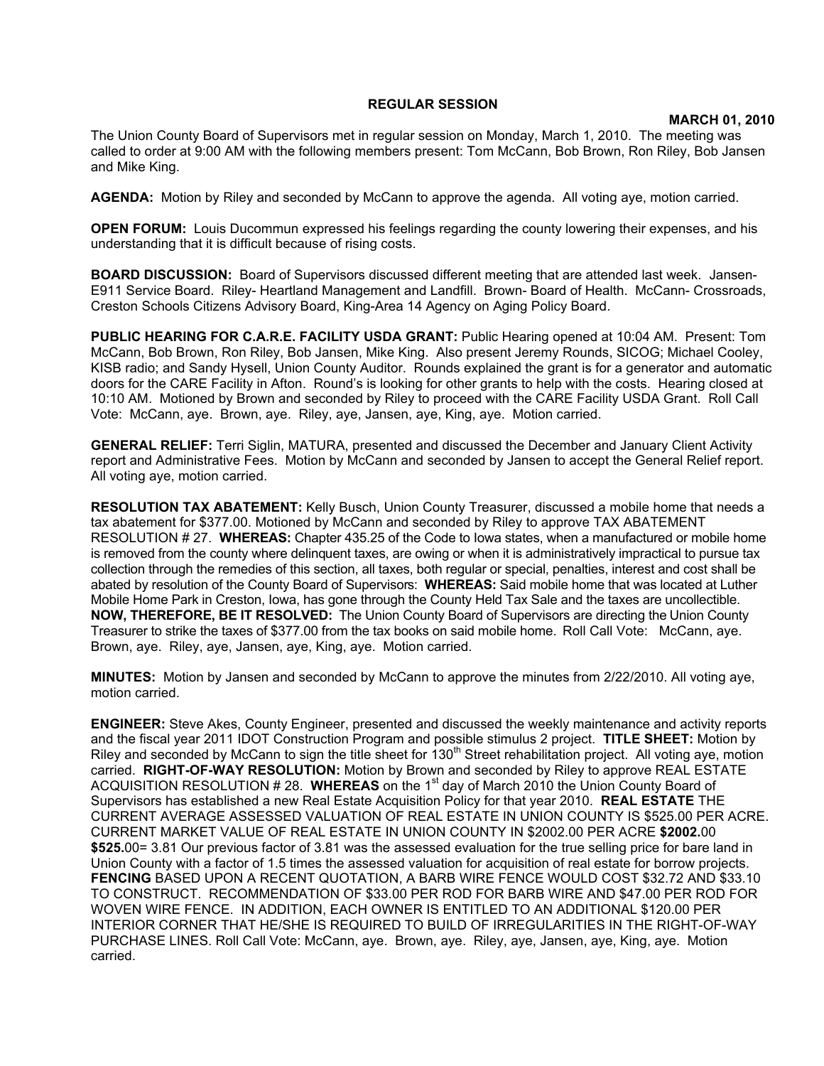**REGULAR SESSION**

**MARCH 01, 2010**

The Union County Board of Supervisors met in regular session on Monday, March 1, 2010. The meeting was called to order at 9:00 AM with the following members present: Tom McCann, Bob Brown, Ron Riley, Bob Jansen and Mike King.

**AGENDA:** Motion by Riley and seconded by McCann to approve the agenda. All voting aye, motion carried.

**OPEN FORUM:** Louis Ducommun expressed his feelings regarding the county lowering their expenses, and his understanding that it is difficult because of rising costs.

**BOARD DISCUSSION:** Board of Supervisors discussed different meeting that are attended last week. Jansen- E911 Service Board. Riley- Heartland Management and Landfill. Brown- Board of Health. McCann- Crossroads, Creston Schools Citizens Advisory Board, King-Area 14 Agency on Aging Policy Board.

**PUBLIC HEARING FOR C.A.R.E. FACILITY USDA GRANT:** Public Hearing opened at 10:04 AM. Present: Tom McCann, Bob Brown, Ron Riley, Bob Jansen, Mike King. Also present Jeremy Rounds, SICOG; Michael Cooley, KISB radio; and Sandy Hysell, Union County Auditor. Rounds explained the grant is for a generator and automatic doors for the CARE Facility in Afton. Round's is looking for other grants to help with the costs. Hearing closed at 10:10 AM. Motioned by Brown and seconded by Riley to proceed with the CARE Facility USDA Grant. Roll Call Vote: McCann, aye. Brown, aye. Riley, aye, Jansen, aye, King, aye. Motion carried.

**GENERAL RELIEF:** Terri Siglin, MATURA, presented and discussed the December and January Client Activity report and Administrative Fees. Motion by McCann and seconded by Jansen to accept the General Relief report. All voting aye, motion carried.

**RESOLUTION TAX ABATEMENT:** Kelly Busch, Union County Treasurer, discussed a mobile home that needs a tax abatement for $377.00. Motioned by McCann and seconded by Riley to approve TAX ABATEMENT RESOLUTION # 27. **WHEREAS:** Chapter 435.25 of the Code to Iowa states, when a manufactured or mobile home is removed from the county where delinquent taxes, are owing or when it is administratively impractical to pursue tax collection through the remedies of this section, all taxes, both regular or special, penalties, interest and cost shall be abated by resolution of the County Board of Supervisors: **WHEREAS:** Said mobile home that was located at Luther Mobile Home Park in Creston, Iowa, has gone through the County Held Tax Sale and the taxes are uncollectible. **NOW, THEREFORE, BE IT RESOLVED:** The Union County Board of Supervisors are directing the Union County Treasurer to strike the taxes of $377.00 from the tax books on said mobile home. Roll Call Vote: McCann, aye. Brown, aye. Riley, aye, Jansen, aye, King, aye. Motion carried.

**MINUTES:** Motion by Jansen and seconded by McCann to approve the minutes from 2/22/2010. All voting aye, motion carried.

**ENGINEER:** Steve Akes, County Engineer, presented and discussed the weekly maintenance and activity reports and the fiscal year 2011 IDOT Construction Program and possible stimulus 2 project. **TITLE SHEET:** Motion by Riley and seconded by McCann to sign the title sheet for 130th Street rehabilitation project. All voting aye, motion carried. **RIGHT-OF-WAY RESOLUTION:** Motion by Brown and seconded by Riley to approve REAL ESTATE ACQUISITION RESOLUTION # 28. **WHEREAS** on the 1st day of March 2010 the Union County Board of Supervisors has established a new Real Estate Acquisition Policy for that year 2010. **REAL ESTATE** THE CURRENT AVERAGE ASSESSED VALUATION OF REAL ESTATE IN UNION COUNTY IS $525.00 PER ACRE. CURRENT MARKET VALUE OF REAL ESTATE IN UNION COUNTY IN $2002.00 PER ACRE **$2002.**00 **$525.**00= 3.81 Our previous factor of 3.81 was the assessed evaluation for the true selling price for bare land in Union County with a factor of 1.5 times the assessed valuation for acquisition of real estate for borrow projects. **FENCING** BASED UPON A RECENT QUOTATION, A BARB WIRE FENCE WOULD COST $32.72 AND $33.10 TO CONSTRUCT. RECOMMENDATION OF $33.00 PER ROD FOR BARB WIRE AND $47.00 PER ROD FOR WOVEN WIRE FENCE. IN ADDITION, EACH OWNER IS ENTITLED TO AN ADDITIONAL $120.00 PER INTERIOR CORNER THAT HE/SHE IS REQUIRED TO BUILD OF IRREGULARITIES IN THE RIGHT-OF-WAY PURCHASE LINES. Roll Call Vote: McCann, aye. Brown, aye. Riley, aye, Jansen, aye, King, aye. Motion carried.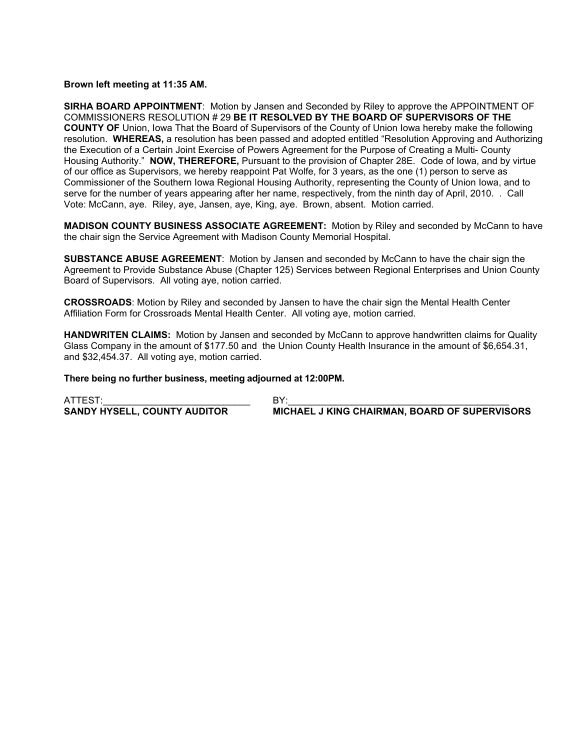**Brown left meeting at 11:35 AM.**

**SIRHA BOARD APPOINTMENT**: Motion by Jansen and Seconded by Riley to approve the APPOINTMENT OF COMMISSIONERS RESOLUTION # 29 **BE IT RESOLVED BY THE BOARD OF SUPERVISORS OF THE COUNTY OF** Union, Iowa That the Board of Supervisors of the County of Union Iowa hereby make the following resolution. **WHEREAS,** a resolution has been passed and adopted entitled "Resolution Approving and Authorizing the Execution of a Certain Joint Exercise of Powers Agreement for the Purpose of Creating a Multi- County Housing Authority." **NOW, THEREFORE,** Pursuant to the provision of Chapter 28E. Code of Iowa, and by virtue of our office as Supervisors, we hereby reappoint Pat Wolfe, for 3 years, as the one (1) person to serve as Commissioner of the Southern Iowa Regional Housing Authority, representing the County of Union Iowa, and to serve for the number of years appearing after her name, respectively, from the ninth day of April, 2010. . Call Vote: McCann, aye. Riley, aye, Jansen, aye, King, aye. Brown, absent. Motion carried.

**MADISON COUNTY BUSINESS ASSOCIATE AGREEMENT:** Motion by Riley and seconded by McCann to have the chair sign the Service Agreement with Madison County Memorial Hospital.

**SUBSTANCE ABUSE AGREEMENT**: Motion by Jansen and seconded by McCann to have the chair sign the Agreement to Provide Substance Abuse (Chapter 125) Services between Regional Enterprises and Union County Board of Supervisors. All voting aye, notion carried.

**CROSSROADS**: Motion by Riley and seconded by Jansen to have the chair sign the Mental Health Center Affiliation Form for Crossroads Mental Health Center. All voting aye, motion carried.

**HANDWRITEN CLAIMS:** Motion by Jansen and seconded by McCann to approve handwritten claims for Quality Glass Company in the amount of $177.50 and the Union County Health Insurance in the amount of $6,654.31, and $32,454.37. All voting aye, motion carried.

**There being no further business, meeting adjourned at 12:00PM.**

ATTEST:____________________________ BY:____________________________________________

**SANDY HYSELL, COUNTY AUDITOR** **MICHAEL J KING CHAIRMAN, BOARD OF SUPERVISORS**